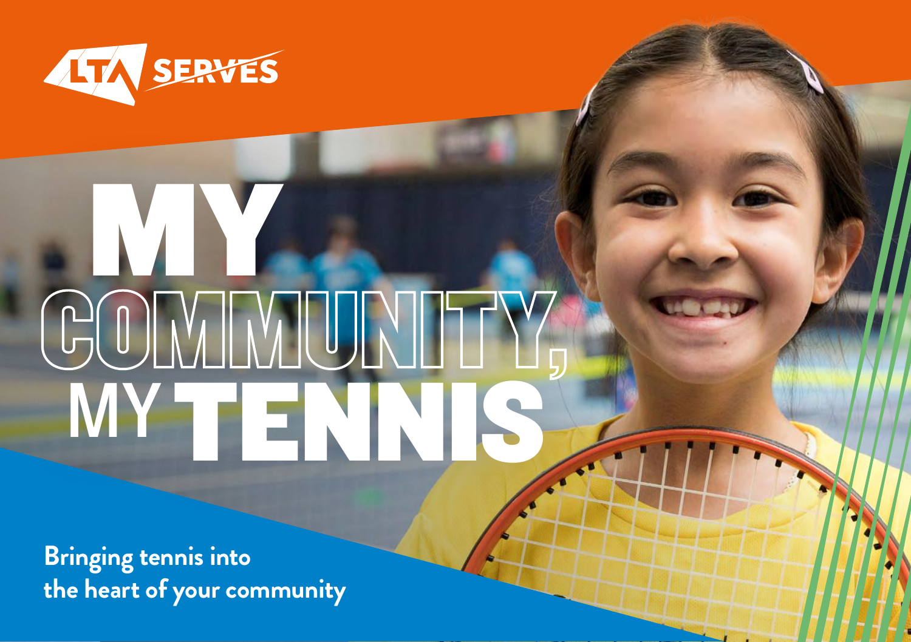LTA SERVES

# MY COMMUNITY, MY TENNIS

**Bringing tennis into the heart of your community**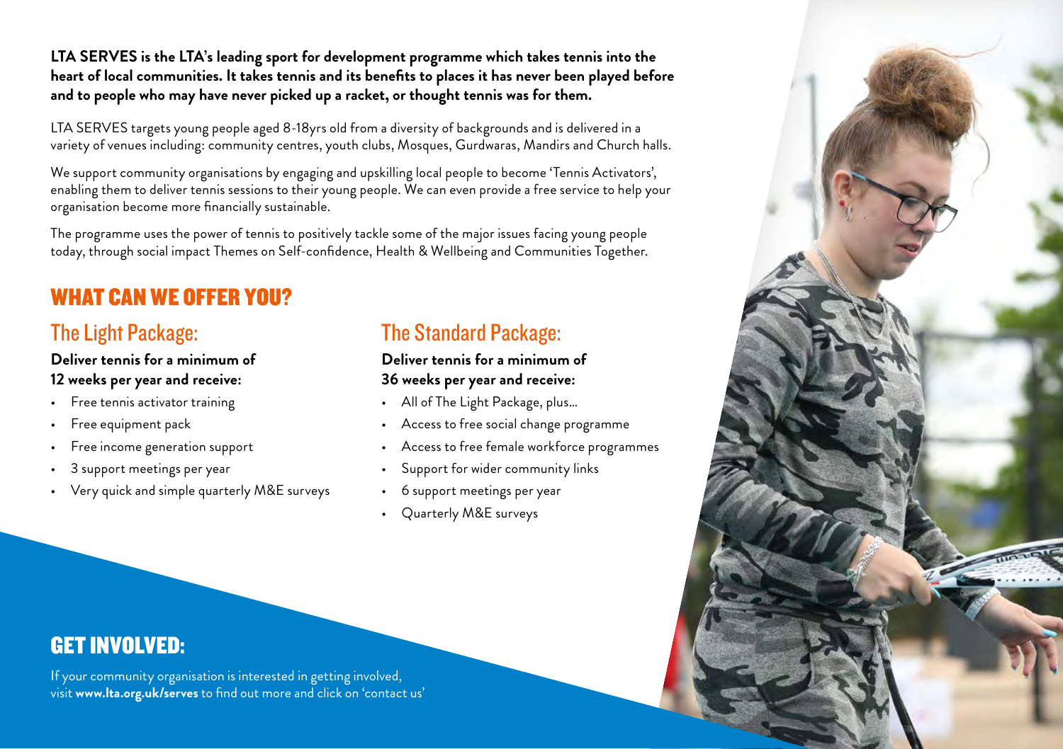**LTA SERVES is the LTA's leading sport for development programme which takes tennis into the heart of local communities. It takes tennis and its benefits to places it has never been played before and to people who may have never picked up a racket, or thought tennis was for them.**

LTA SERVES targets young people aged 8-18yrs old from a diversity of backgrounds and is delivered in a variety of venues including: community centres, youth clubs, Mosques, Gurdwaras, Mandirs and Church halls.

We support community organisations by engaging and upskilling local people to become 'Tennis Activators', enabling them to deliver tennis sessions to their young people. We can even provide a free service to help your organisation become more financially sustainable.

The programme uses the power of tennis to positively tackle some of the major issues facing young people today, through social impact Themes on Self-confidence, Health & Wellbeing and Communities Together.

## WHAT CAN WE OFFER YOU?

### The Light Package:

**Deliver tennis for a minimum of 12 weeks per year and receive:**

- Free tennis activator training
- Free equipment pack
- Free income generation support
- 3 support meetings per year
- Very quick and simple quarterly M&E surveys

### The Standard Package:

**Deliver tennis for a minimum of 36 weeks per year and receive:**

- All of The Light Package, plus...
- Access to free social change programme
- Access to free female workforce programmes
- Support for wider community links
- 6 support meetings per year
- Quarterly M&E surveys

## GET INVOLVED:

If your community organisation is interested in getting involved, visit **www.lta.org.uk/serves** to find out more and click on 'contact us'